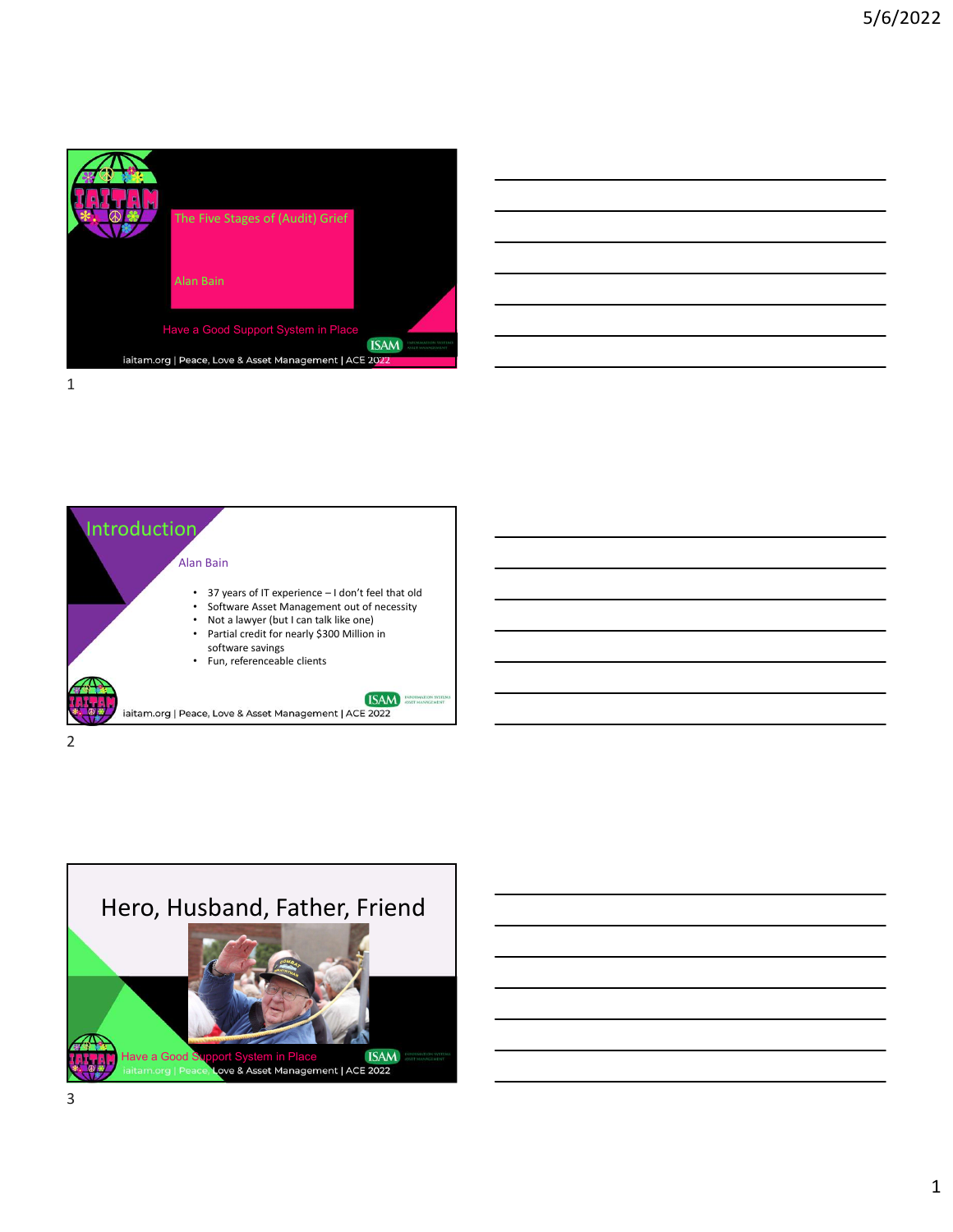# The Five Stages of (Audit) Grief

Alan Bain

Have a Good Support System in Place

iaitam.org | Peace, Love & Asset Management | ACE 2022

## Introduction

Alan Bain

- 37 years of IT experience – I don't feel that old
- Software Asset Management out of necessity
- Not a lawyer (but I can talk like one)
- Partial credit for nearly $300 Million in software savings
- Fun, referenceable clients

iaitam.org | Peace, Love & Asset Management | ACE 2022

## Hero, Husband, Father, Friend

Have a Good Support System in Place

iaitam.org | Peace, Love & Asset Management | ACE 2022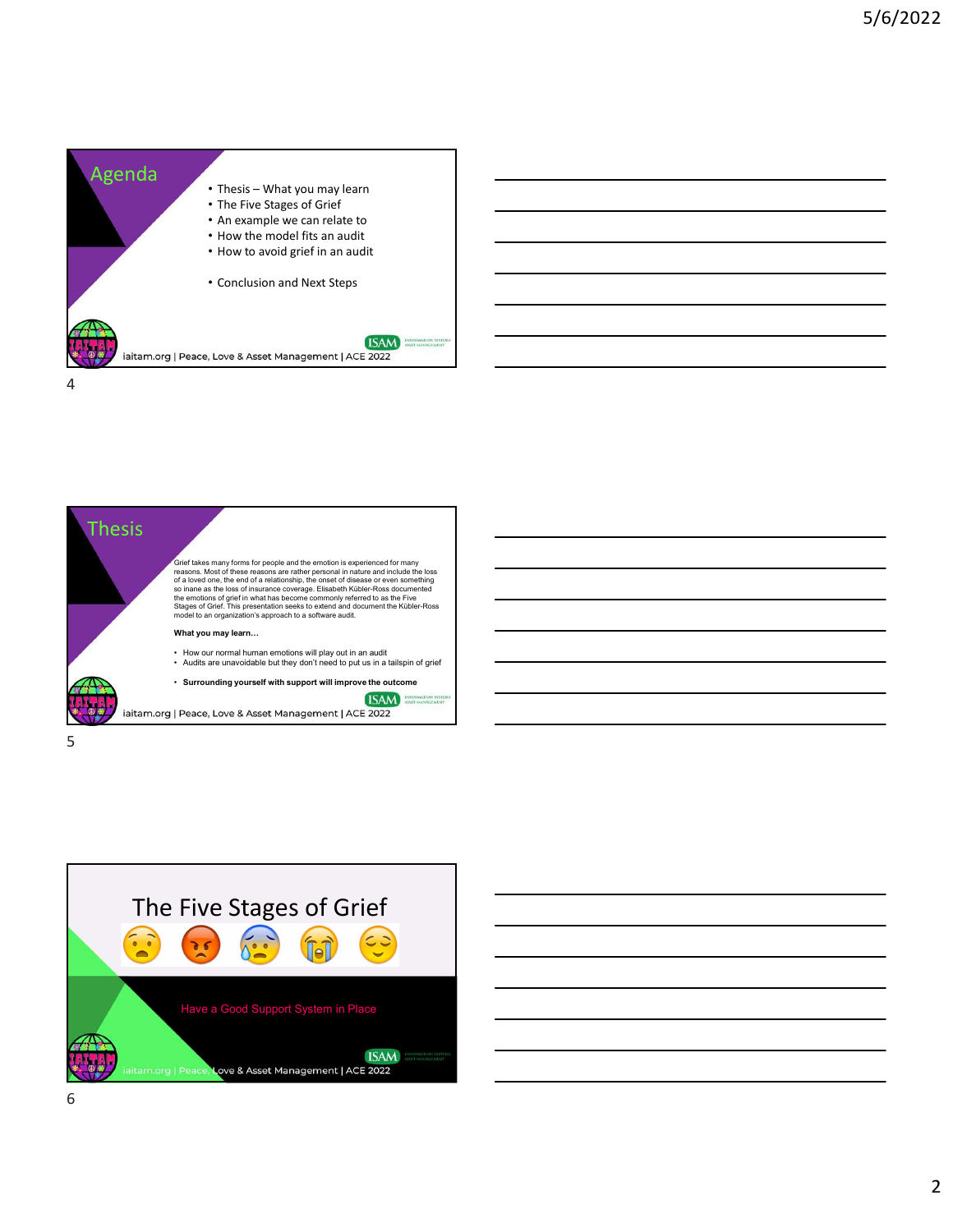## Agenda

- Thesis – What you may learn
- The Five Stages of Grief
- An example we can relate to
- How the model fits an audit
- How to avoid grief in an audit
- Conclusion and Next Steps

iaitam.org | Peace, Love & Asset Management | ACE 2022

## Thesis

Grief takes many forms for people and the emotion is experienced for many reasons. Most of these reasons are rather personal in nature and include the loss of a loved one, the end of a relationship, the onset of disease or even something so inane as the loss of insurance coverage. Elisabeth Kübler-Ross documented the emotions of grief in what has become commonly referred to as the Five Stages of Grief. This presentation seeks to extend and document the Kübler-Ross model to an organization's approach to a software audit.

**What you may learn…**

- How our normal human emotions will play out in an audit
- Audits are unavoidable but they don't need to put us in a tailspin of grief
- **Surrounding yourself with support will improve the outcome**

iaitam.org | Peace, Love & Asset Management | ACE 2022

## The Five Stages of Grief

Have a Good Support System in Place

iaitam.org | Peace, Love & Asset Management | ACE 2022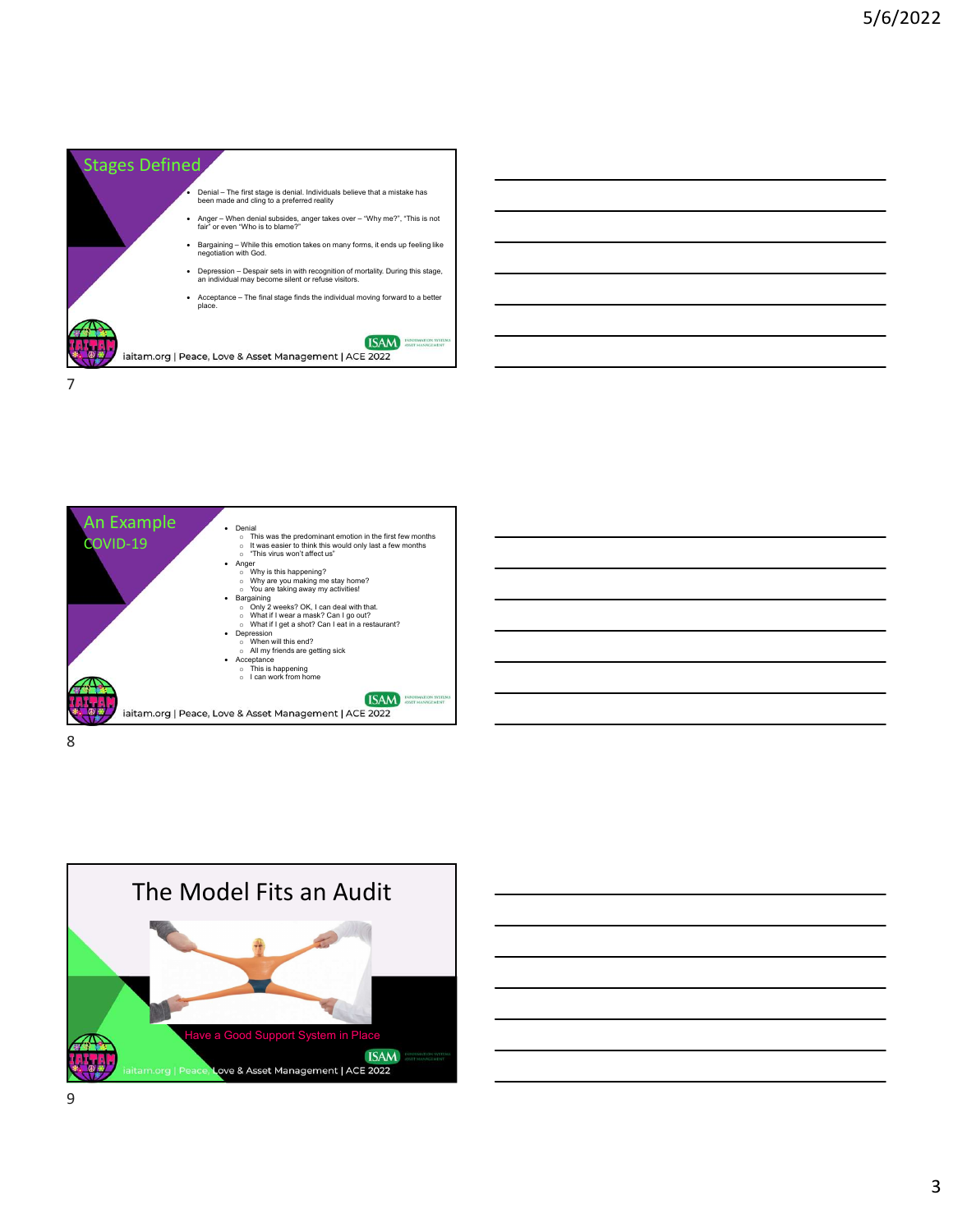## Stages Defined

- Denial – The first stage is denial. Individuals believe that a mistake has been made and cling to a preferred reality
- Anger – When denial subsides, anger takes over – "Why me?", "This is not fair" or even "Who is to blame?"
- Bargaining – While this emotion takes on many forms, it ends up feeling like negotiation with God.
- Depression – Despair sets in with recognition of mortality. During this stage, an individual may become silent or refuse visitors.
- Acceptance – The final stage finds the individual moving forward to a better place.

iaitam.org | Peace, Love & Asset Management | ACE 2022

## An Example
COVID-19

- Denial
  - This was the predominant emotion in the first few months
  - It was easier to think this would only last a few months
  - "This virus won't affect us"
- Anger
  - Why is this happening?
  - Why are you making me stay home?
  - You are taking away my activities!
- Bargaining
  - Only 2 weeks? OK, I can deal with that.
  - What if I wear a mask? Can I go out?
  - What if I get a shot? Can I eat in a restaurant?
- Depression
  - When will this end?
  - All my friends are getting sick
- Acceptance
  - This is happening
  - I can work from home

iaitam.org | Peace, Love & Asset Management | ACE 2022

## The Model Fits an Audit

Have a Good Support System in Place

iaitam.org | Peace, Love & Asset Management | ACE 2022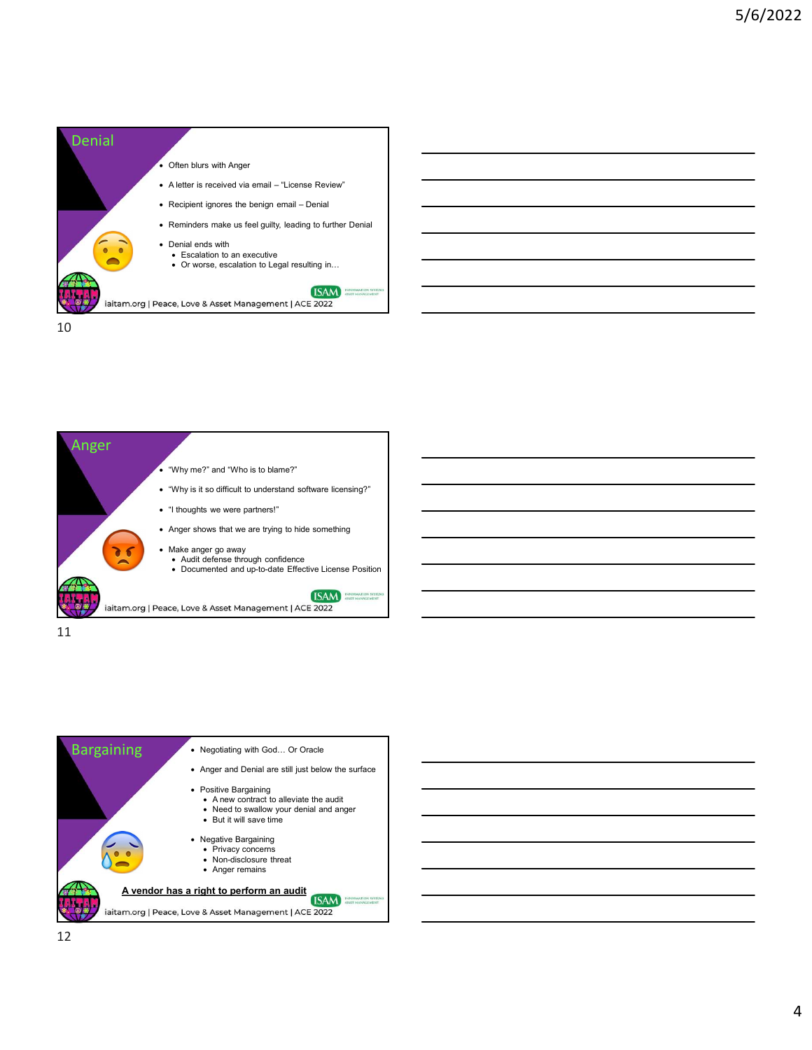## Denial

- Often blurs with Anger
- A letter is received via email – “License Review”
- Recipient ignores the benign email – Denial
- Reminders make us feel guilty, leading to further Denial
- Denial ends with
  - Escalation to an executive
  - Or worse, escalation to Legal resulting in…

iaitam.org | Peace, Love & Asset Management | ACE 2022

## Anger

- “Why me?” and “Who is to blame?”
- “Why is it so difficult to understand software licensing?”
- “I thoughts we were partners!”
- Anger shows that we are trying to hide something
- Make anger go away
  - Audit defense through confidence
  - Documented and up-to-date Effective License Position

iaitam.org | Peace, Love & Asset Management | ACE 2022

## Bargaining

- Negotiating with God… Or Oracle
- Anger and Denial are still just below the surface
- Positive Bargaining
  - A new contract to alleviate the audit
  - Need to swallow your denial and anger
  - But it will save time
- Negative Bargaining
  - Privacy concerns
  - Non-disclosure threat
  - Anger remains

**A vendor has a right to perform an audit**

iaitam.org | Peace, Love & Asset Management | ACE 2022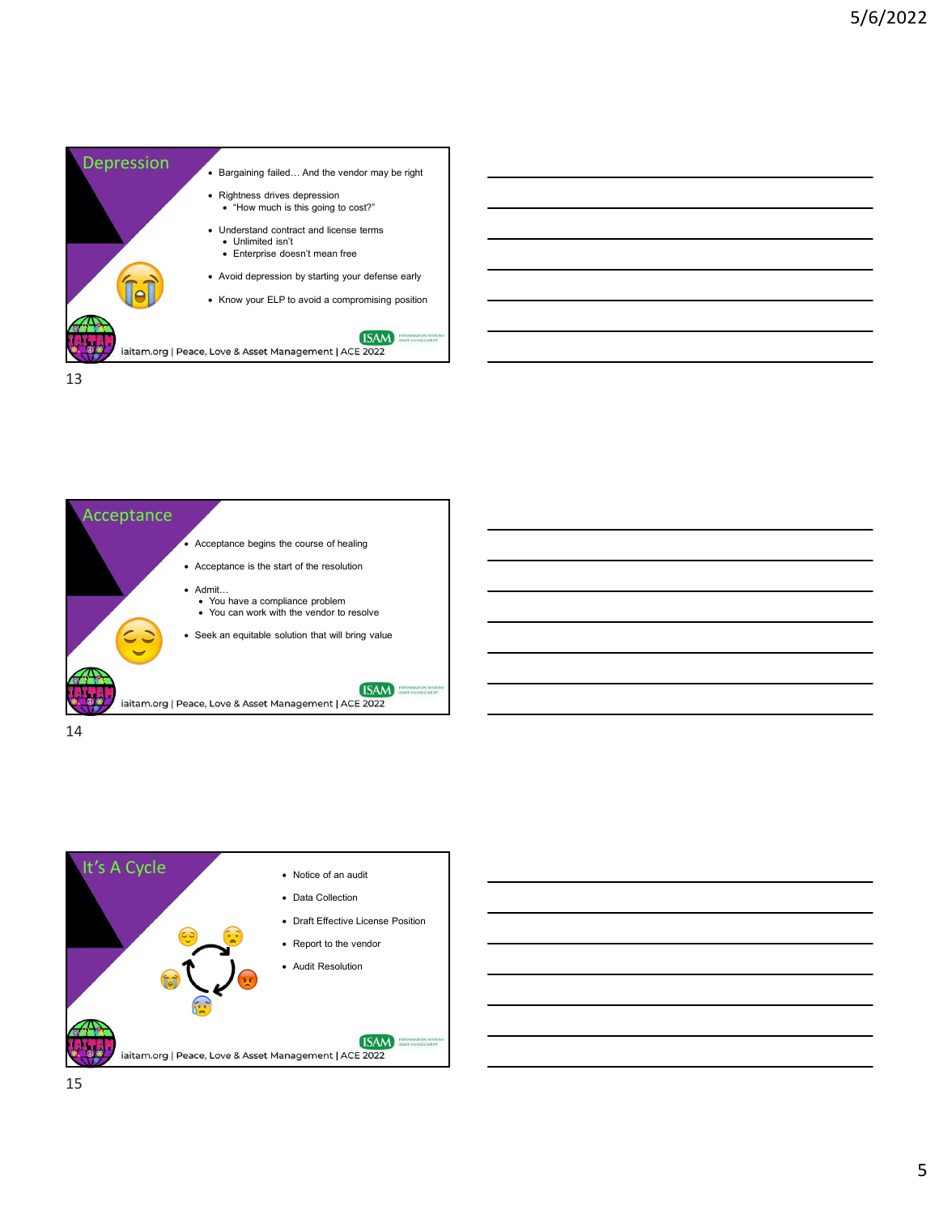## Depression

- Bargaining failed… And the vendor may be right
- Rightness drives depression
  - "How much is this going to cost?"
- Understand contract and license terms
  - Unlimited isn't
  - Enterprise doesn't mean free
- Avoid depression by starting your defense early
- Know your ELP to avoid a compromising position

iaitam.org | Peace, Love & Asset Management | ACE 2022

## Acceptance

- Acceptance begins the course of healing
- Acceptance is the start of the resolution
- Admit…
  - You have a compliance problem
  - You can work with the vendor to resolve
- Seek an equitable solution that will bring value

iaitam.org | Peace, Love & Asset Management | ACE 2022

## It's A Cycle

- Notice of an audit
- Data Collection
- Draft Effective License Position
- Report to the vendor
- Audit Resolution

iaitam.org | Peace, Love & Asset Management | ACE 2022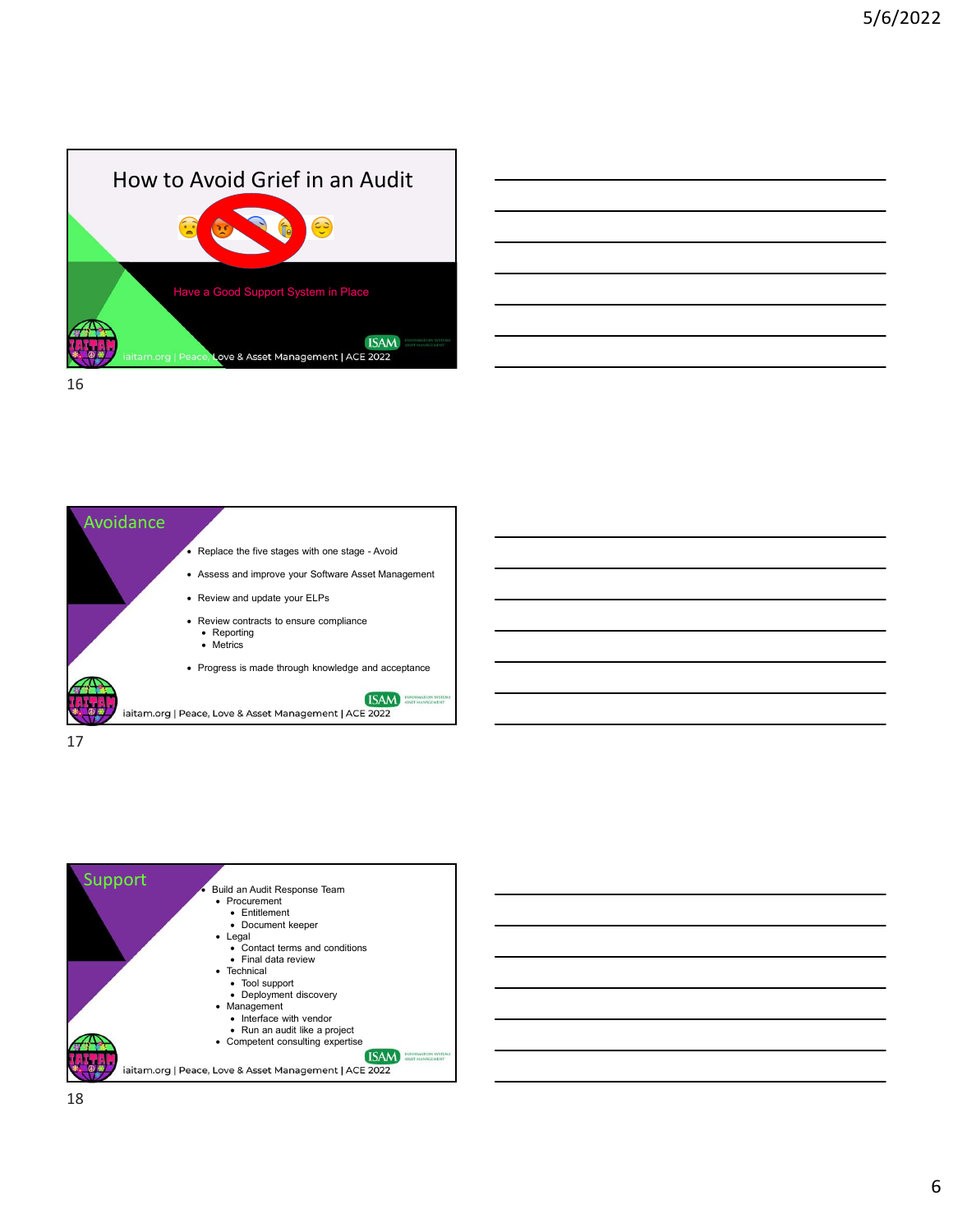## How to Avoid Grief in an Audit

Have a Good Support System in Place

## Avoidance

- Replace the five stages with one stage - Avoid
- Assess and improve your Software Asset Management
- Review and update your ELPs
- Review contracts to ensure compliance
  - Reporting
  - Metrics
- Progress is made through knowledge and acceptance

## Support

- Build an Audit Response Team
  - Procurement
    - Entitlement
    - Document keeper
  - Legal
    - Contact terms and conditions
    - Final data review
  - Technical
    - Tool support
    - Deployment discovery
  - Management
    - Interface with vendor
    - Run an audit like a project
  - Competent consulting expertise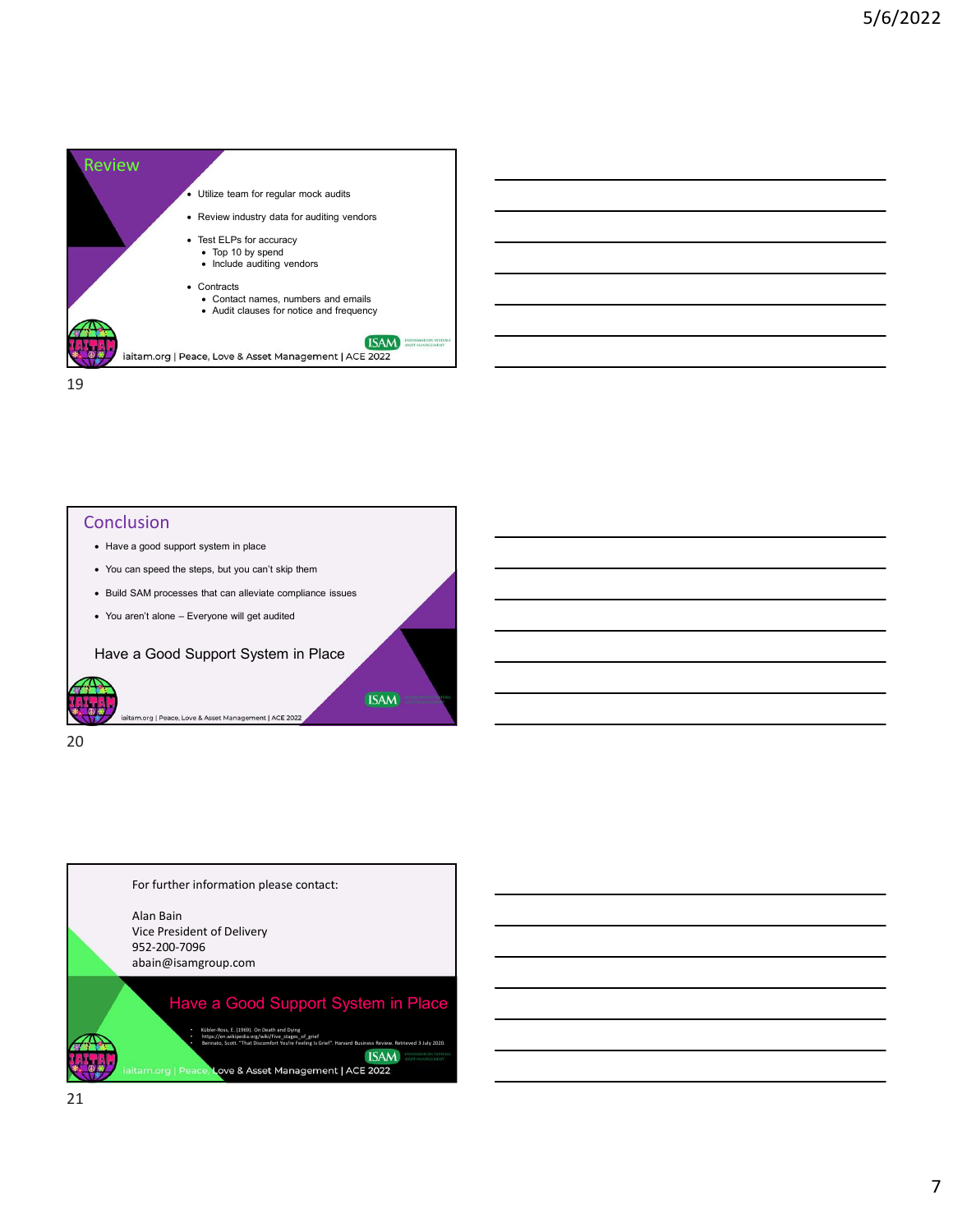## Review

- Utilize team for regular mock audits
- Review industry data for auditing vendors
- Test ELPs for accuracy
  - Top 10 by spend
  - Include auditing vendors
- Contracts
  - Contact names, numbers and emails
  - Audit clauses for notice and frequency

iaitam.org | Peace, Love & Asset Management | ACE 2022

19

## Conclusion

- Have a good support system in place
- You can speed the steps, but you can't skip them
- Build SAM processes that can alleviate compliance issues
- You aren't alone – Everyone will get audited

Have a Good Support System in Place

iaitam.org | Peace, Love & Asset Management | ACE 2022

20

For further information please contact:

Alan Bain
Vice President of Delivery
952-200-7096
abain@isamgroup.com

Have a Good Support System in Place

- Kübler-Ross, E. (1969). On Death and Dying
- https://en.wikipedia.org/wiki/Five_stages_of_grief
- Berinato, Scott. "That Discomfort You're Feeling Is Grief". Harvard Business Review. Retrieved 3 July 2020.

iaitam.org | Peace, Love & Asset Management | ACE 2022

21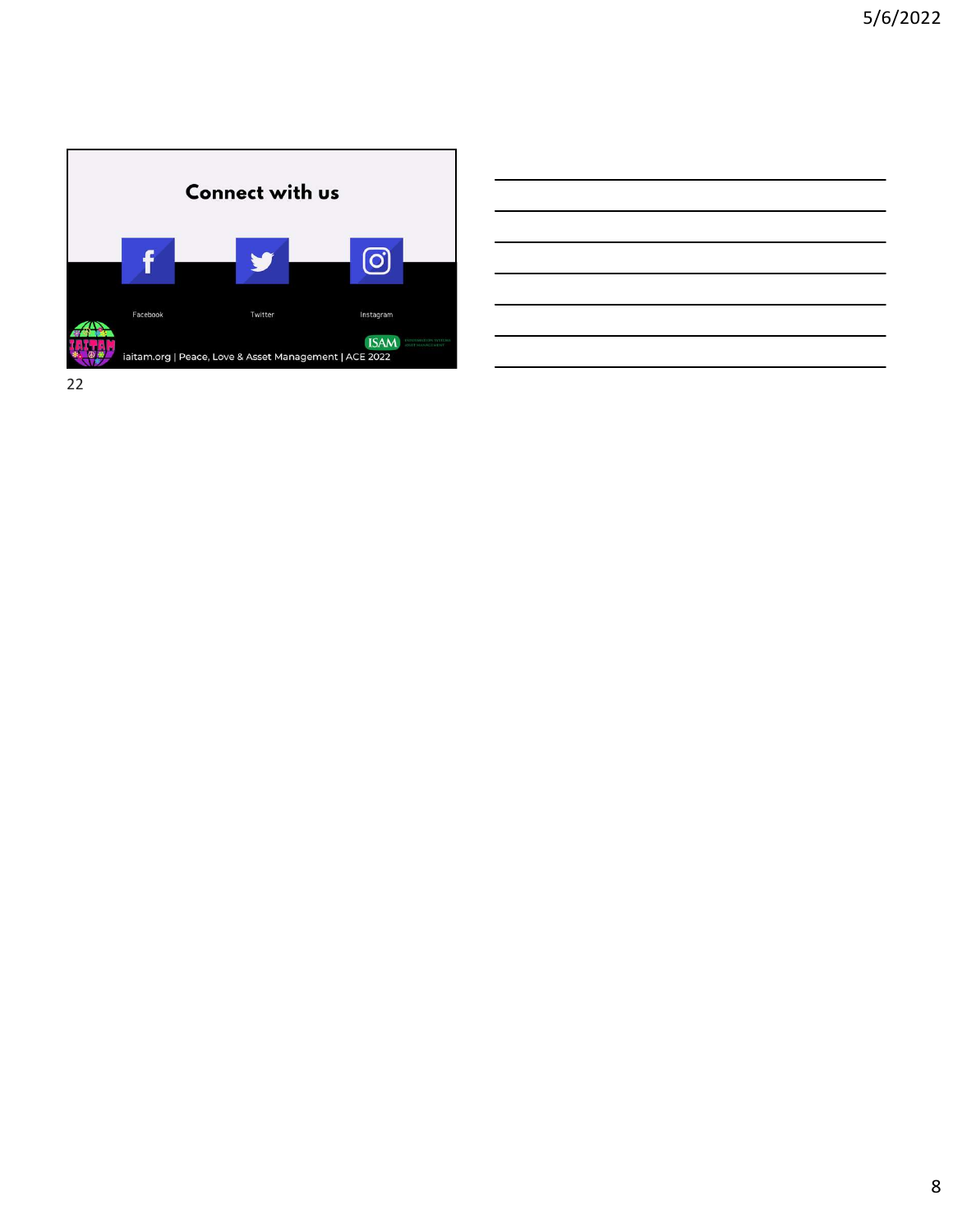## Connect with us

Facebook

Twitter

Instagram

ISAM

iaitam.org | Peace, Love & Asset Management | ACE 2022

22